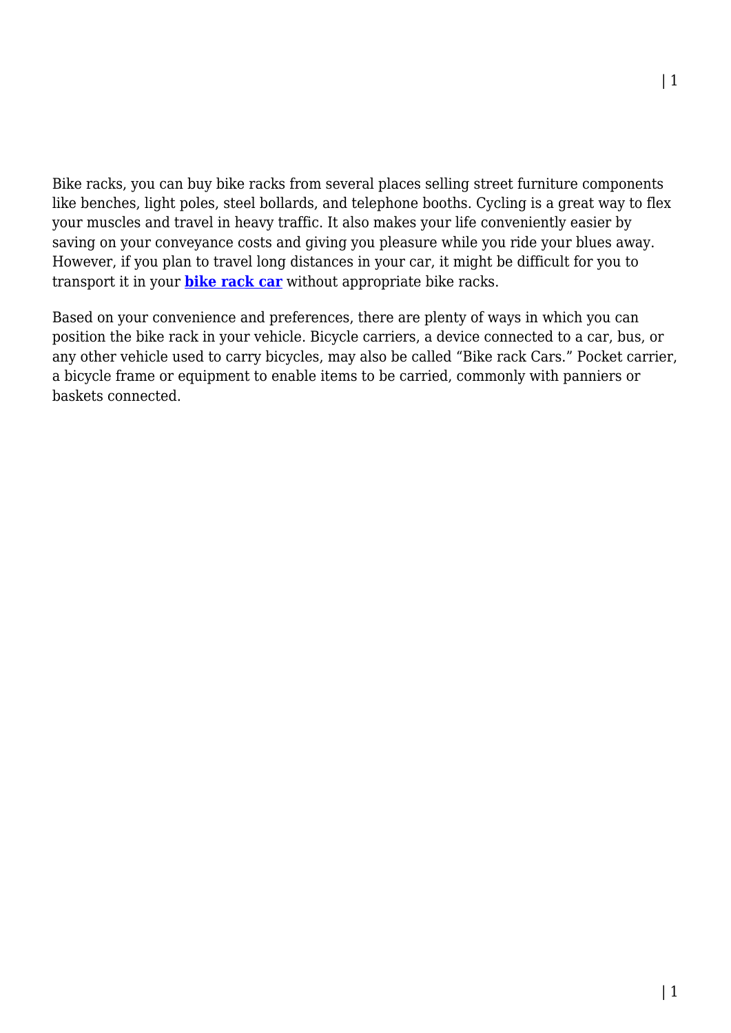Bike racks, you can buy bike racks from several places selling street furniture components like benches, light poles, steel bollards, and telephone booths. Cycling is a great way to flex your muscles and travel in heavy traffic. It also makes your life conveniently easier by saving on your conveyance costs and giving you pleasure while you ride your blues away. However, if you plan to travel long distances in your car, it might be difficult for you to transport it in your **bike rack car** without appropriate bike racks.

Based on your convenience and preferences, there are plenty of ways in which you can position the bike rack in your vehicle. Bicycle carriers, a device connected to a car, bus, or any other vehicle used to carry bicycles, may also be called “Bike rack Cars.” Pocket carrier, a bicycle frame or equipment to enable items to be carried, commonly with panniers or baskets connected.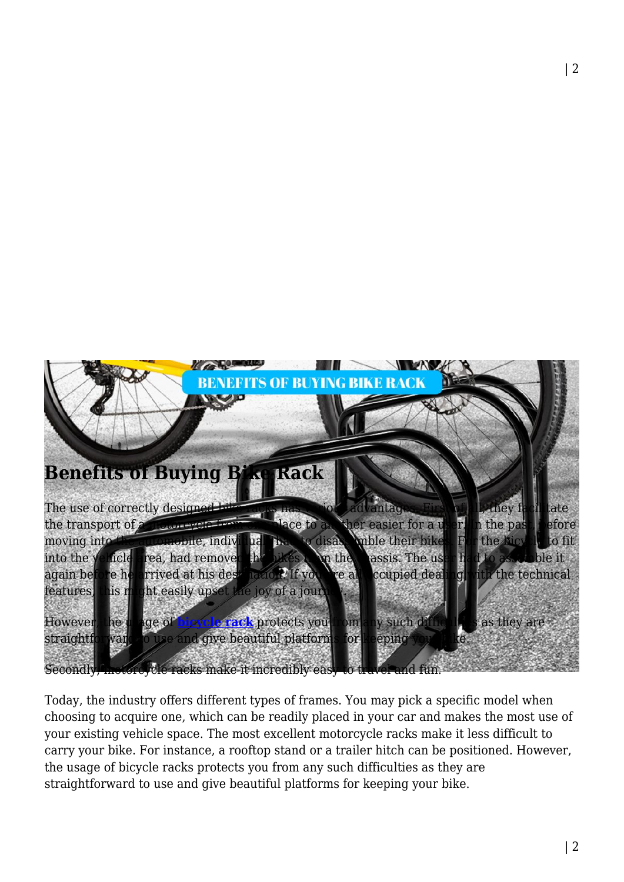## Benefits of Buying Bike Rack

The use of correctly designed bike racks has various advantages. First of all, they facilitate the transport of a motorcycle from one place to another easier for a user. In the past, before moving into the automobile, individuals had to disassemble their bikes. For the bicycle to fit into the vehicle area, had removed the bikes from the chassis. The user had to assemble it again before he arrived at his destination. If you are all occupied dealing with the technical features, this might easily upset the joy of a journey.

However, the usage of **bicycle rack** protects you from any such difficulties as they are straightforward to use and give beautiful platforms for keeping your bike.

Secondly, motorcycle racks make it incredibly easy to travel and fun.

Today, the industry offers different types of frames. You may pick a specific model when choosing to acquire one, which can be readily placed in your car and makes the most use of your existing vehicle space. The most excellent motorcycle racks make it less difficult to carry your bike. For instance, a rooftop stand or a trailer hitch can be positioned. However, the usage of bicycle racks protects you from any such difficulties as they are straightforward to use and give beautiful platforms for keeping your bike.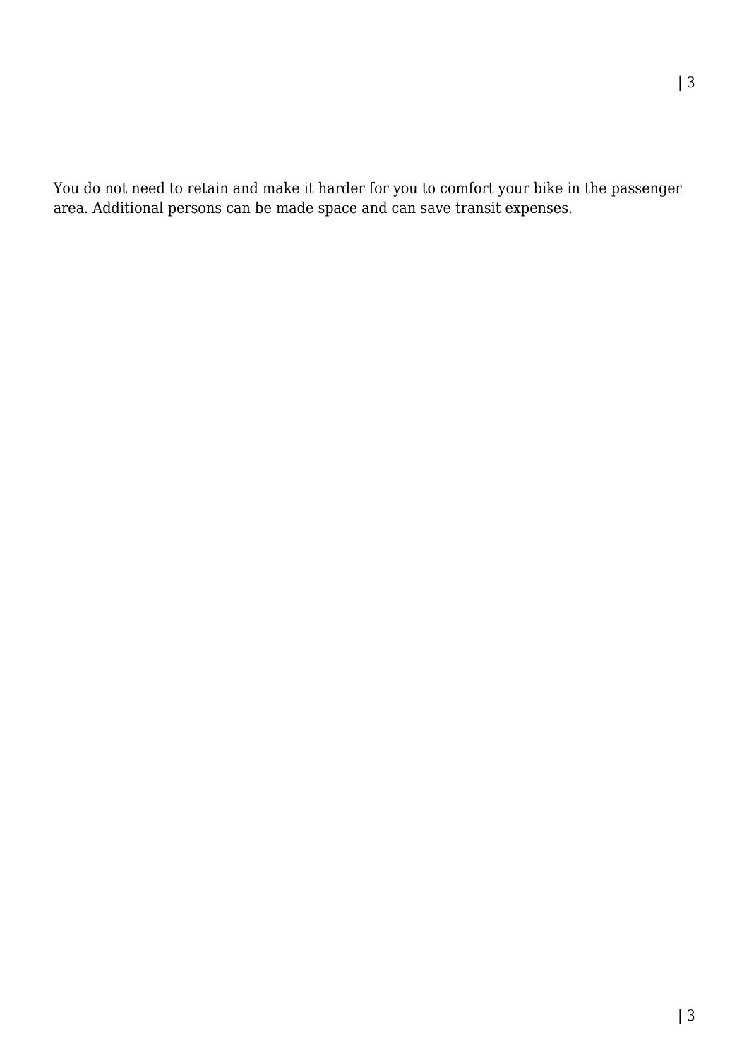You do not need to retain and make it harder for you to comfort your bike in the passenger area. Additional persons can be made space and can save transit expenses.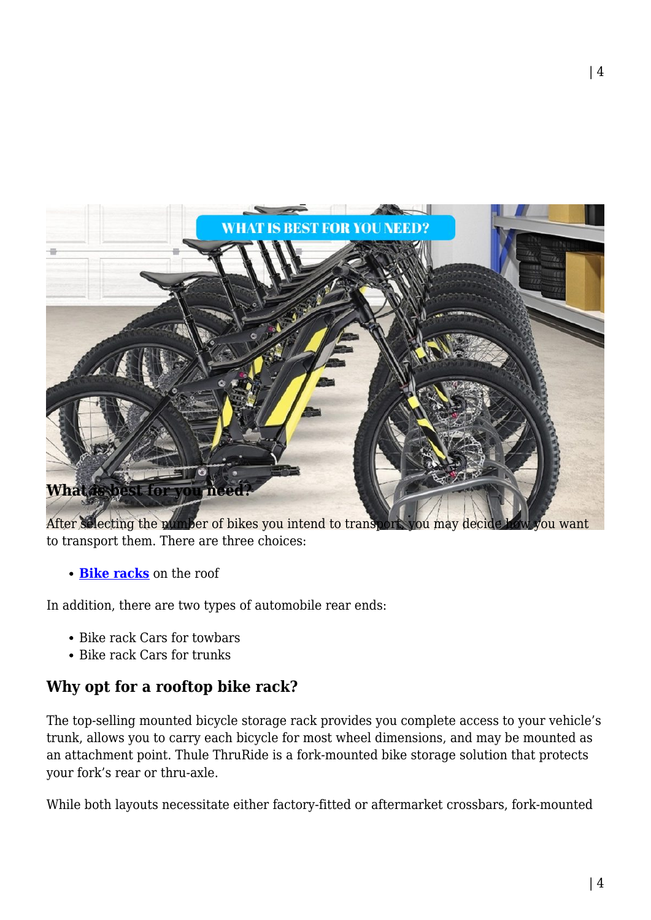### What is best for you need?

After selecting the number of bikes you intend to transport, you may decide how you want to transport them. There are three choices:

- **Bike racks** on the roof

In addition, there are two types of automobile rear ends:

- Bike rack Cars for towbars
- Bike rack Cars for trunks

## Why opt for a rooftop bike rack?

The top-selling mounted bicycle storage rack provides you complete access to your vehicle's trunk, allows you to carry each bicycle for most wheel dimensions, and may be mounted as an attachment point. Thule ThruRide is a fork-mounted bike storage solution that protects your fork's rear or thru-axle.

While both layouts necessitate either factory-fitted or aftermarket crossbars, fork-mounted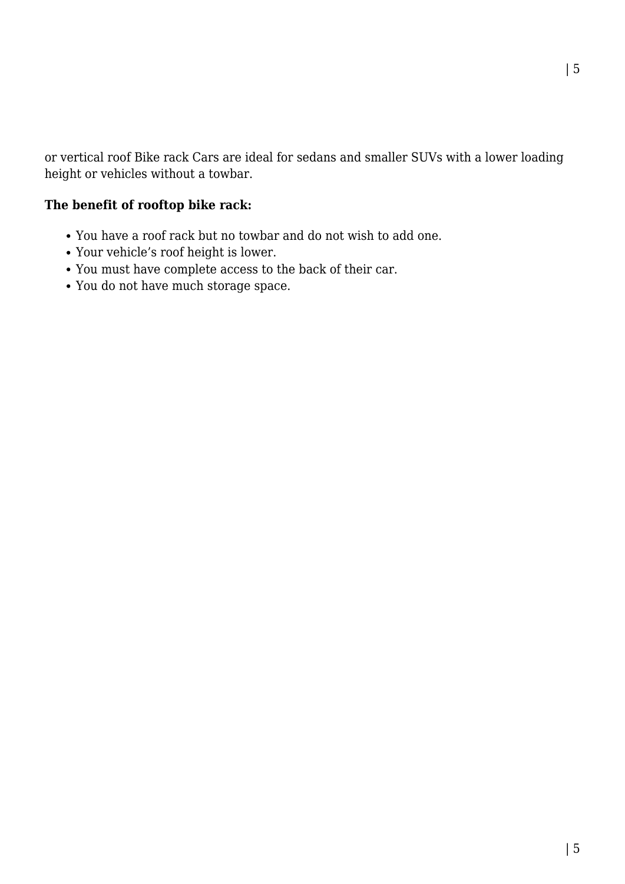or vertical roof Bike rack Cars are ideal for sedans and smaller SUVs with a lower loading height or vehicles without a towbar.

**The benefit of rooftop bike rack:**

- You have a roof rack but no towbar and do not wish to add one.
- Your vehicle's roof height is lower.
- You must have complete access to the back of their car.
- You do not have much storage space.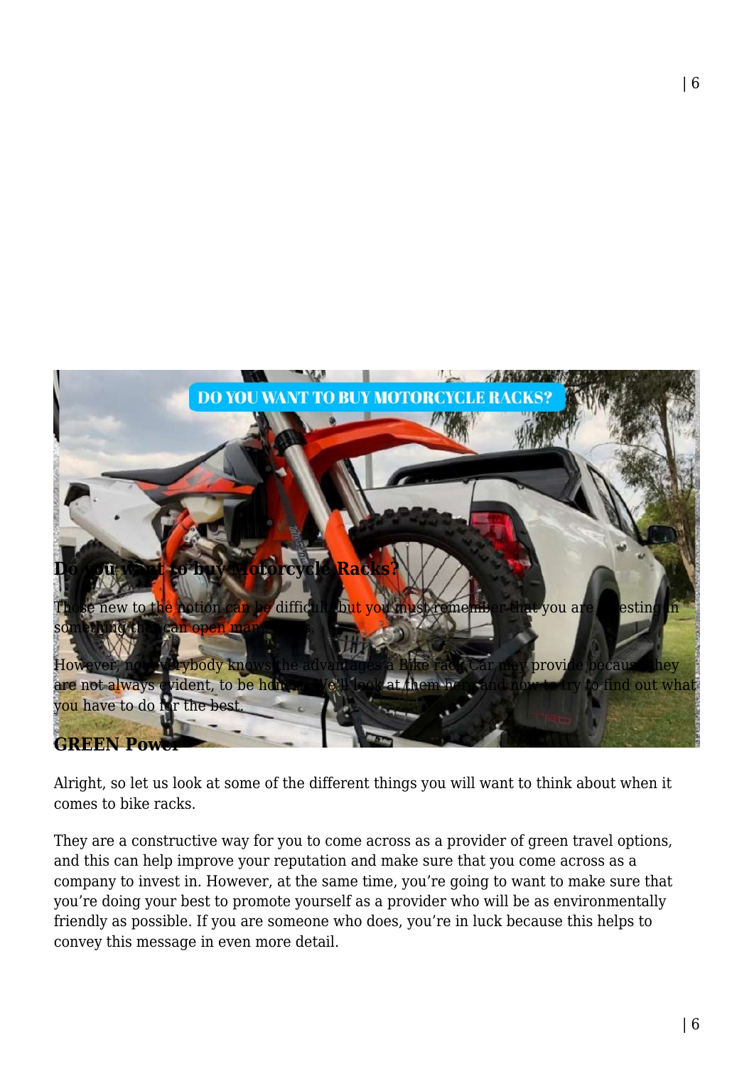## Do you want to buy Motorcycle Racks?

Those new to the notion can be difficult, but you must remember that you are investing in something that can open many doors.

However, not everybody knows the advantages a Bike rack Car may provide because they are not always evident, to be honest. We'll look at them here and now to try to find out what you have to do for the best.

## GREEN Power

Alright, so let us look at some of the different things you will want to think about when it comes to bike racks.

They are a constructive way for you to come across as a provider of green travel options, and this can help improve your reputation and make sure that you come across as a company to invest in. However, at the same time, you're going to want to make sure that you're doing your best to promote yourself as a provider who will be as environmentally friendly as possible. If you are someone who does, you're in luck because this helps to convey this message in even more detail.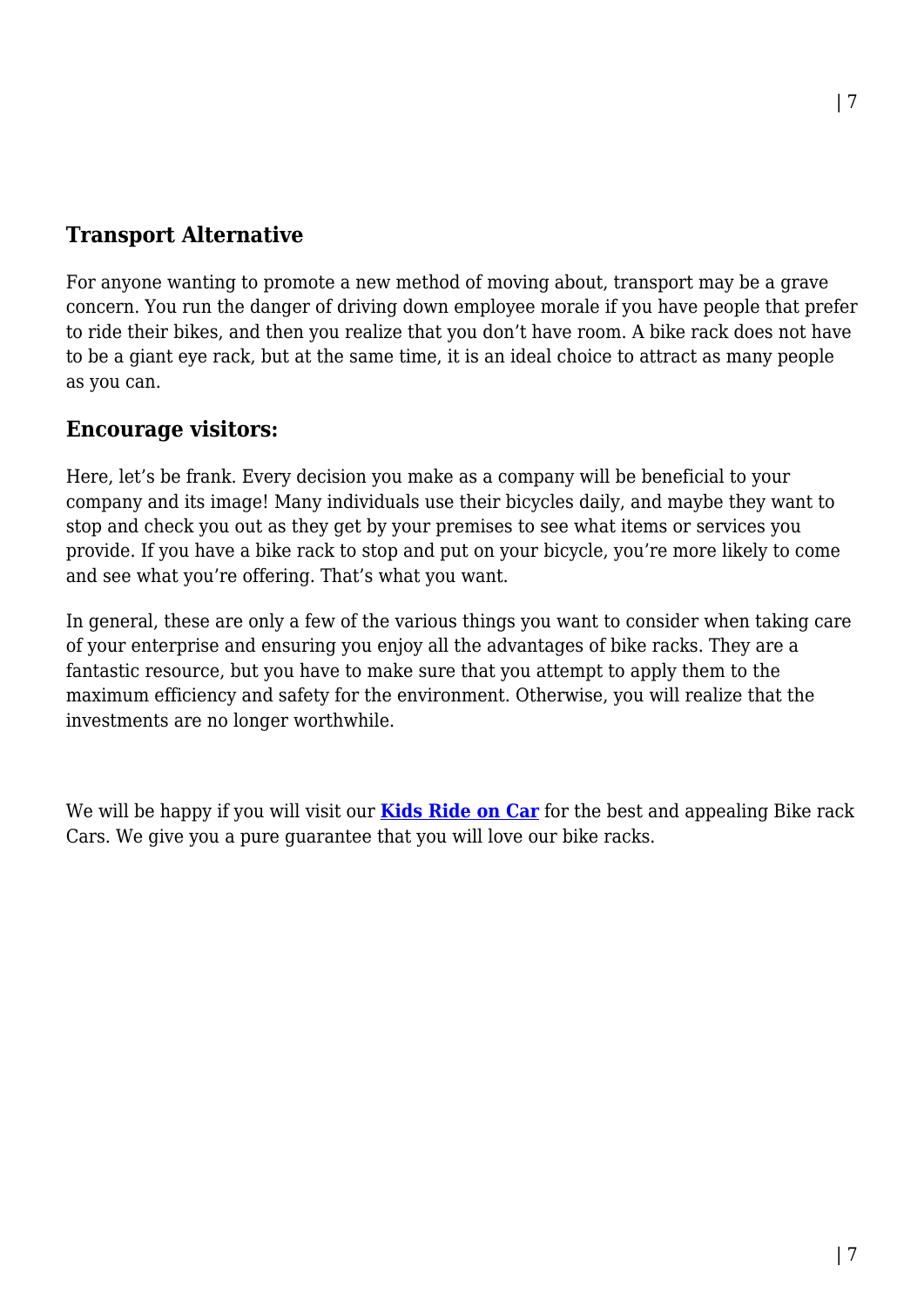### Transport Alternative

For anyone wanting to promote a new method of moving about, transport may be a grave concern. You run the danger of driving down employee morale if you have people that prefer to ride their bikes, and then you realize that you don't have room. A bike rack does not have to be a giant eye rack, but at the same time, it is an ideal choice to attract as many people as you can.

### Encourage visitors:

Here, let's be frank. Every decision you make as a company will be beneficial to your company and its image! Many individuals use their bicycles daily, and maybe they want to stop and check you out as they get by your premises to see what items or services you provide. If you have a bike rack to stop and put on your bicycle, you're more likely to come and see what you're offering. That's what you want.

In general, these are only a few of the various things you want to consider when taking care of your enterprise and ensuring you enjoy all the advantages of bike racks. They are a fantastic resource, but you have to make sure that you attempt to apply them to the maximum efficiency and safety for the environment. Otherwise, you will realize that the investments are no longer worthwhile.

We will be happy if you will visit our **Kids Ride on Car** for the best and appealing Bike rack Cars. We give you a pure guarantee that you will love our bike racks.